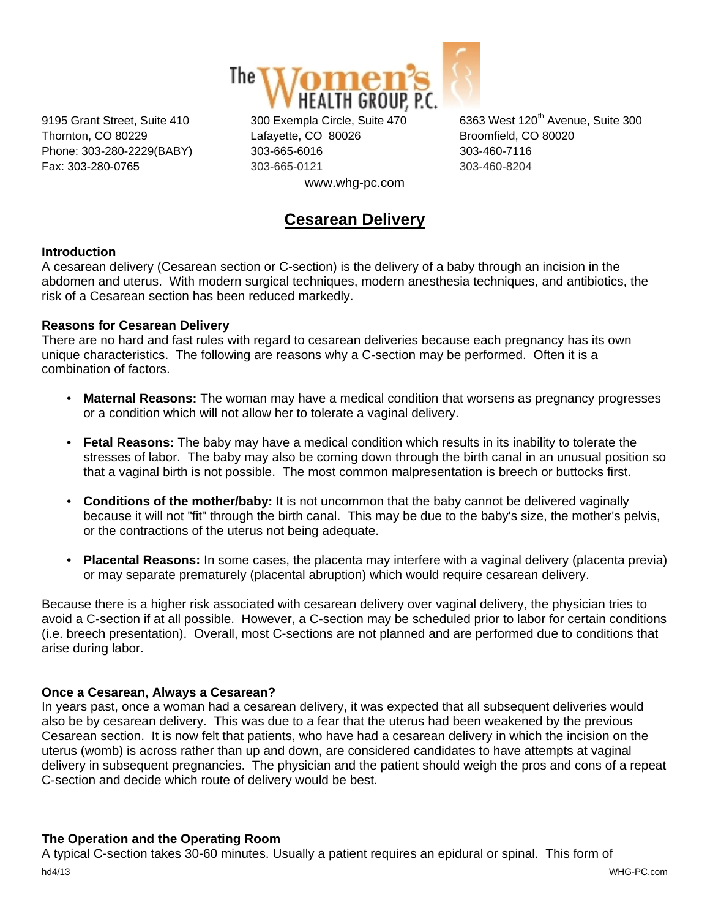The Women's Health Group, P.C.

9195 Grant Street, Suite 410
Thornton, CO 80229
Phone: 303-280-2229(BABY)
Fax: 303-280-0765

300 Exempla Circle, Suite 470
Lafayette, CO 80026
303-665-6016
303-665-0121

6363 West 120th Avenue, Suite 300
Broomfield, CO 80020
303-460-7116
303-460-8204

www.whg-pc.com

# Cesarean Delivery

**Introduction**

A cesarean delivery (Cesarean section or C-section) is the delivery of a baby through an incision in the abdomen and uterus. With modern surgical techniques, modern anesthesia techniques, and antibiotics, the risk of a Cesarean section has been reduced markedly.

**Reasons for Cesarean Delivery**

There are no hard and fast rules with regard to cesarean deliveries because each pregnancy has its own unique characteristics. The following are reasons why a C-section may be performed. Often it is a combination of factors.

- **Maternal Reasons:** The woman may have a medical condition that worsens as pregnancy progresses or a condition which will not allow her to tolerate a vaginal delivery.
- **Fetal Reasons:** The baby may have a medical condition which results in its inability to tolerate the stresses of labor. The baby may also be coming down through the birth canal in an unusual position so that a vaginal birth is not possible. The most common malpresentation is breech or buttocks first.
- **Conditions of the mother/baby:** It is not uncommon that the baby cannot be delivered vaginally because it will not "fit" through the birth canal. This may be due to the baby's size, the mother's pelvis, or the contractions of the uterus not being adequate.
- **Placental Reasons:** In some cases, the placenta may interfere with a vaginal delivery (placenta previa) or may separate prematurely (placental abruption) which would require cesarean delivery.

Because there is a higher risk associated with cesarean delivery over vaginal delivery, the physician tries to avoid a C-section if at all possible. However, a C-section may be scheduled prior to labor for certain conditions (i.e. breech presentation). Overall, most C-sections are not planned and are performed due to conditions that arise during labor.

**Once a Cesarean, Always a Cesarean?**

In years past, once a woman had a cesarean delivery, it was expected that all subsequent deliveries would also be by cesarean delivery. This was due to a fear that the uterus had been weakened by the previous Cesarean section. It is now felt that patients, who have had a cesarean delivery in which the incision on the uterus (womb) is across rather than up and down, are considered candidates to have attempts at vaginal delivery in subsequent pregnancies. The physician and the patient should weigh the pros and cons of a repeat C-section and decide which route of delivery would be best.

**The Operation and the Operating Room**

A typical C-section takes 30-60 minutes. Usually a patient requires an epidural or spinal. This form of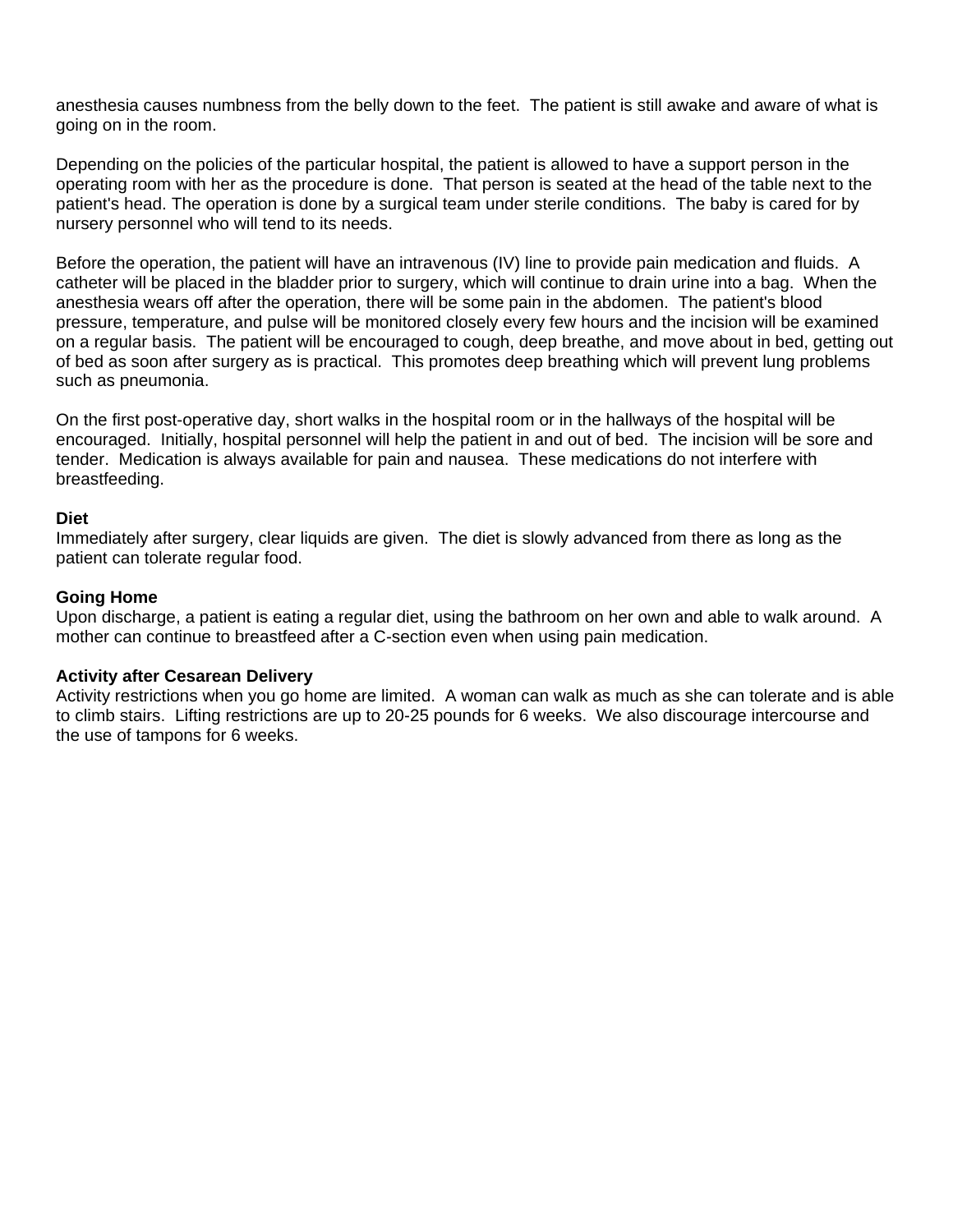anesthesia causes numbness from the belly down to the feet. The patient is still awake and aware of what is going on in the room.

Depending on the policies of the particular hospital, the patient is allowed to have a support person in the operating room with her as the procedure is done. That person is seated at the head of the table next to the patient's head. The operation is done by a surgical team under sterile conditions. The baby is cared for by nursery personnel who will tend to its needs.

Before the operation, the patient will have an intravenous (IV) line to provide pain medication and fluids. A catheter will be placed in the bladder prior to surgery, which will continue to drain urine into a bag. When the anesthesia wears off after the operation, there will be some pain in the abdomen. The patient's blood pressure, temperature, and pulse will be monitored closely every few hours and the incision will be examined on a regular basis. The patient will be encouraged to cough, deep breathe, and move about in bed, getting out of bed as soon after surgery as is practical. This promotes deep breathing which will prevent lung problems such as pneumonia.

On the first post-operative day, short walks in the hospital room or in the hallways of the hospital will be encouraged. Initially, hospital personnel will help the patient in and out of bed. The incision will be sore and tender. Medication is always available for pain and nausea. These medications do not interfere with breastfeeding.

**Diet**
Immediately after surgery, clear liquids are given. The diet is slowly advanced from there as long as the patient can tolerate regular food.

**Going Home**
Upon discharge, a patient is eating a regular diet, using the bathroom on her own and able to walk around. A mother can continue to breastfeed after a C-section even when using pain medication.

**Activity after Cesarean Delivery**
Activity restrictions when you go home are limited. A woman can walk as much as she can tolerate and is able to climb stairs. Lifting restrictions are up to 20-25 pounds for 6 weeks. We also discourage intercourse and the use of tampons for 6 weeks.